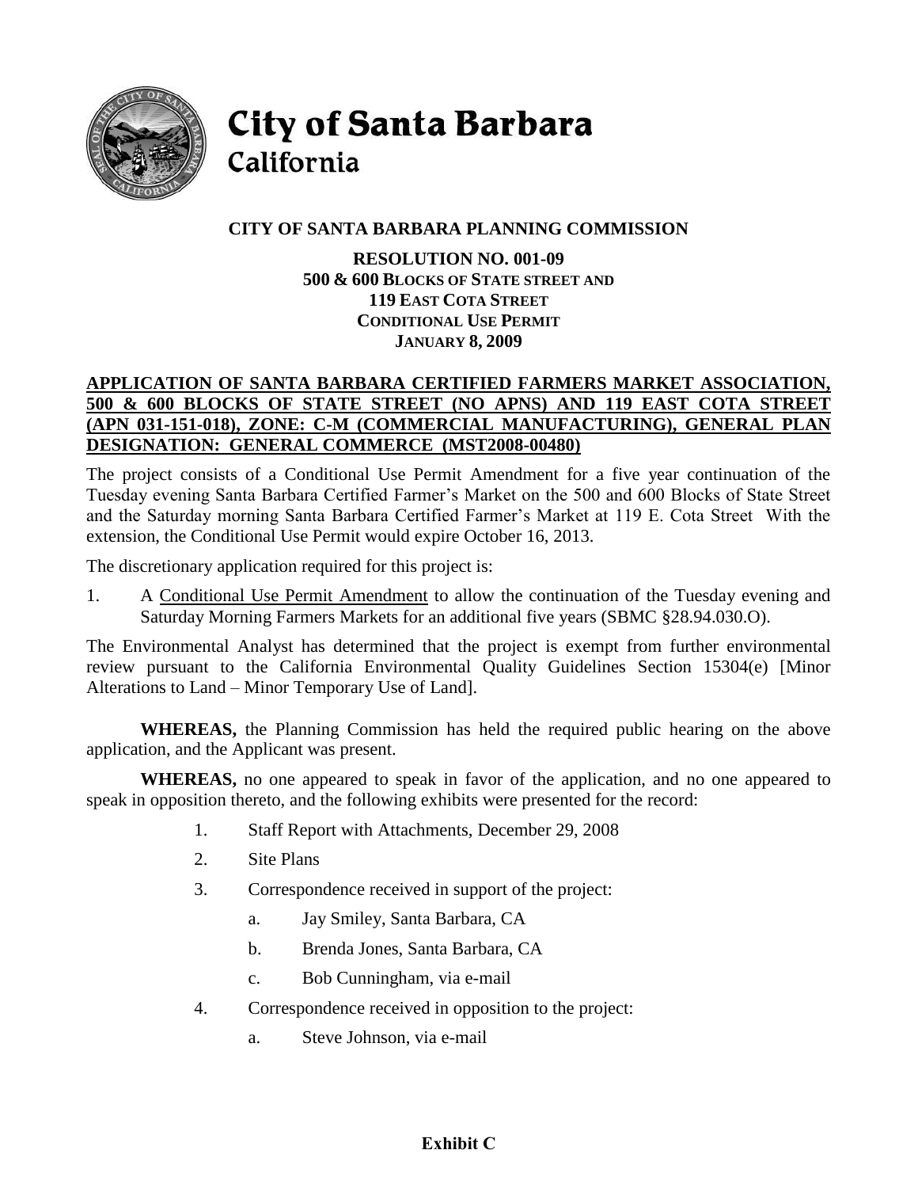# City of Santa Barbara
California

## CITY OF SANTA BARBARA PLANNING COMMISSION

**RESOLUTION NO. 001-09**
**500 & 600 BLOCKS OF STATE STREET AND**
**119 EAST COTA STREET**
**CONDITIONAL USE PERMIT**
**JANUARY 8, 2009**

**APPLICATION OF SANTA BARBARA CERTIFIED FARMERS MARKET ASSOCIATION, 500 & 600 BLOCKS OF STATE STREET (NO APNS) AND 119 EAST COTA STREET (APN 031-151-018), ZONE: C-M (COMMERCIAL MANUFACTURING), GENERAL PLAN DESIGNATION: GENERAL COMMERCE (MST2008-00480)**

The project consists of a Conditional Use Permit Amendment for a five year continuation of the Tuesday evening Santa Barbara Certified Farmer's Market on the 500 and 600 Blocks of State Street and the Saturday morning Santa Barbara Certified Farmer's Market at 119 E. Cota Street With the extension, the Conditional Use Permit would expire October 16, 2013.

The discretionary application required for this project is:

1. A Conditional Use Permit Amendment to allow the continuation of the Tuesday evening and Saturday Morning Farmers Markets for an additional five years (SBMC §28.94.030.O).

The Environmental Analyst has determined that the project is exempt from further environmental review pursuant to the California Environmental Quality Guidelines Section 15304(e) [Minor Alterations to Land – Minor Temporary Use of Land].

**WHEREAS,** the Planning Commission has held the required public hearing on the above application, and the Applicant was present.

**WHEREAS,** no one appeared to speak in favor of the application, and no one appeared to speak in opposition thereto, and the following exhibits were presented for the record:

1. Staff Report with Attachments, December 29, 2008
2. Site Plans
3. Correspondence received in support of the project:
   a. Jay Smiley, Santa Barbara, CA
   b. Brenda Jones, Santa Barbara, CA
   c. Bob Cunningham, via e-mail
4. Correspondence received in opposition to the project:
   a. Steve Johnson, via e-mail

**Exhibit C**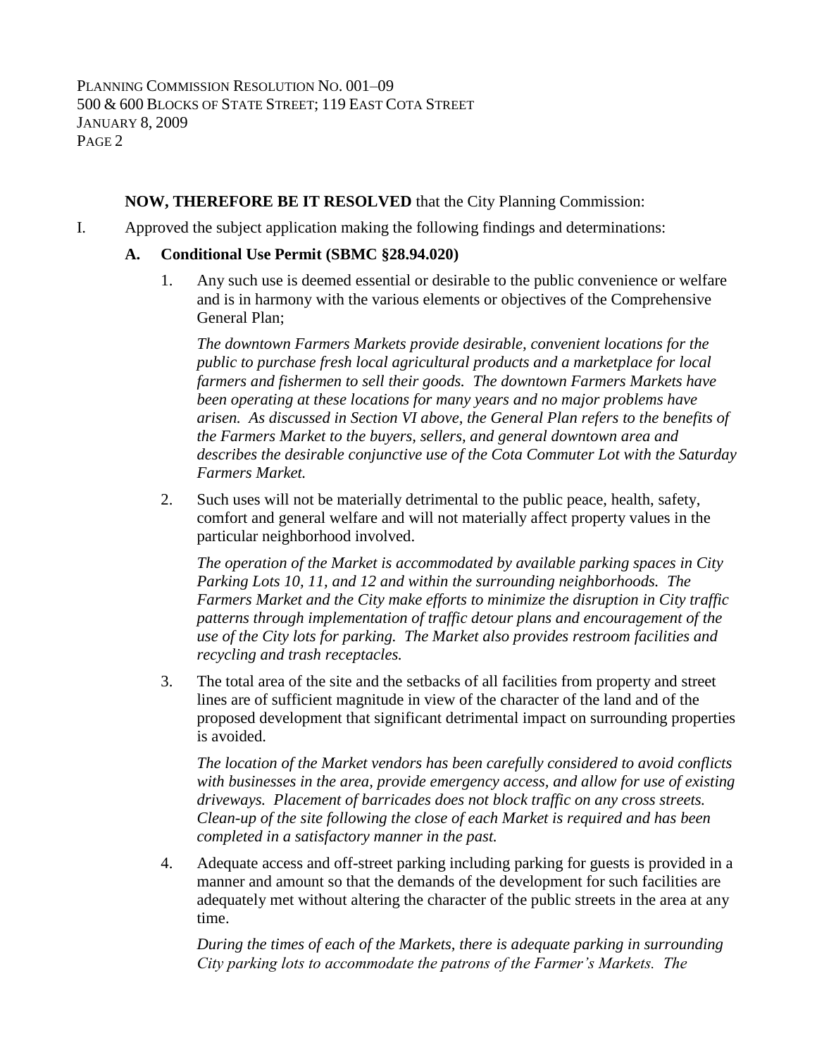**NOW, THEREFORE BE IT RESOLVED** that the City Planning Commission:

I. Approved the subject application making the following findings and determinations:

**A. Conditional Use Permit (SBMC §28.94.020)**

1. Any such use is deemed essential or desirable to the public convenience or welfare and is in harmony with the various elements or objectives of the Comprehensive General Plan;

   *The downtown Farmers Markets provide desirable, convenient locations for the public to purchase fresh local agricultural products and a marketplace for local farmers and fishermen to sell their goods. The downtown Farmers Markets have been operating at these locations for many years and no major problems have arisen. As discussed in Section VI above, the General Plan refers to the benefits of the Farmers Market to the buyers, sellers, and general downtown area and describes the desirable conjunctive use of the Cota Commuter Lot with the Saturday Farmers Market.*

2. Such uses will not be materially detrimental to the public peace, health, safety, comfort and general welfare and will not materially affect property values in the particular neighborhood involved.

   *The operation of the Market is accommodated by available parking spaces in City Parking Lots 10, 11, and 12 and within the surrounding neighborhoods. The Farmers Market and the City make efforts to minimize the disruption in City traffic patterns through implementation of traffic detour plans and encouragement of the use of the City lots for parking. The Market also provides restroom facilities and recycling and trash receptacles.*

3. The total area of the site and the setbacks of all facilities from property and street lines are of sufficient magnitude in view of the character of the land and of the proposed development that significant detrimental impact on surrounding properties is avoided.

   *The location of the Market vendors has been carefully considered to avoid conflicts with businesses in the area, provide emergency access, and allow for use of existing driveways. Placement of barricades does not block traffic on any cross streets. Clean-up of the site following the close of each Market is required and has been completed in a satisfactory manner in the past.*

4. Adequate access and off-street parking including parking for guests is provided in a manner and amount so that the demands of the development for such facilities are adequately met without altering the character of the public streets in the area at any time.

   *During the times of each of the Markets, there is adequate parking in surrounding City parking lots to accommodate the patrons of the Farmer's Markets. The*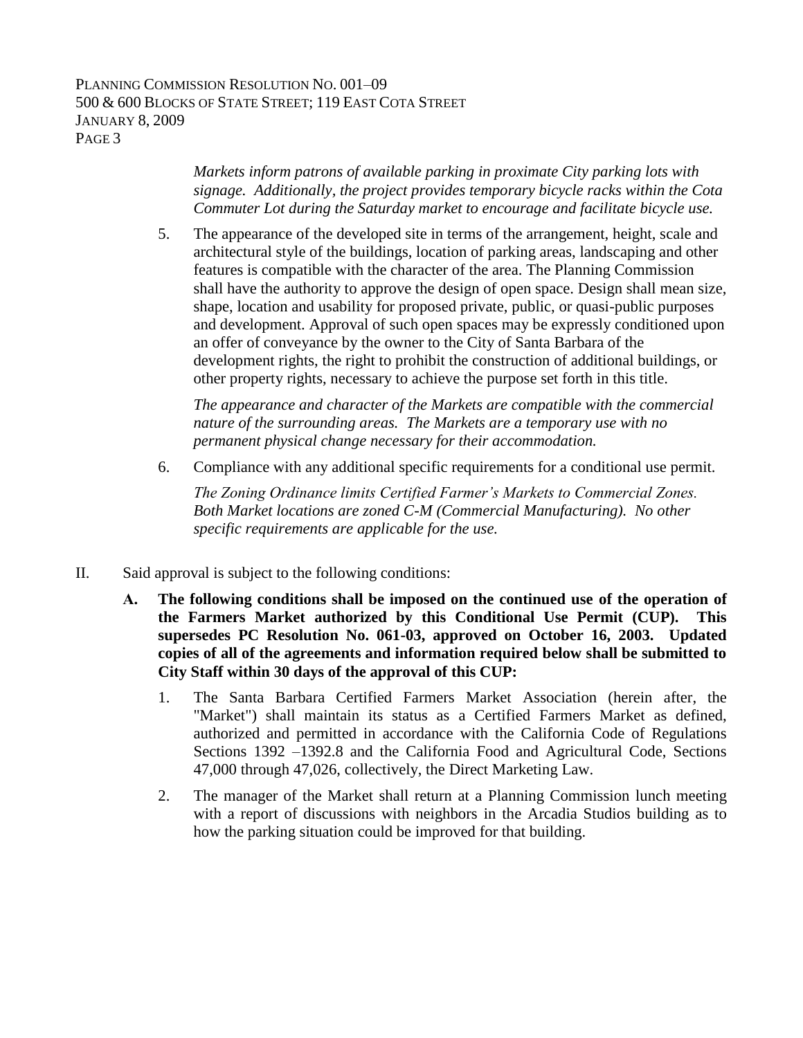*Markets inform patrons of available parking in proximate City parking lots with signage. Additionally, the project provides temporary bicycle racks within the Cota Commuter Lot during the Saturday market to encourage and facilitate bicycle use.*

5. The appearance of the developed site in terms of the arrangement, height, scale and architectural style of the buildings, location of parking areas, landscaping and other features is compatible with the character of the area. The Planning Commission shall have the authority to approve the design of open space. Design shall mean size, shape, location and usability for proposed private, public, or quasi-public purposes and development. Approval of such open spaces may be expressly conditioned upon an offer of conveyance by the owner to the City of Santa Barbara of the development rights, the right to prohibit the construction of additional buildings, or other property rights, necessary to achieve the purpose set forth in this title.

   *The appearance and character of the Markets are compatible with the commercial nature of the surrounding areas. The Markets are a temporary use with no permanent physical change necessary for their accommodation.*

6. Compliance with any additional specific requirements for a conditional use permit.

   *The Zoning Ordinance limits Certified Farmer's Markets to Commercial Zones. Both Market locations are zoned C-M (Commercial Manufacturing). No other specific requirements are applicable for the use.*

II. Said approval is subject to the following conditions:

   **A. The following conditions shall be imposed on the continued use of the operation of the Farmers Market authorized by this Conditional Use Permit (CUP). This supersedes PC Resolution No. 061-03, approved on October 16, 2003. Updated copies of all of the agreements and information required below shall be submitted to City Staff within 30 days of the approval of this CUP:**

   1. The Santa Barbara Certified Farmers Market Association (herein after, the "Market") shall maintain its status as a Certified Farmers Market as defined, authorized and permitted in accordance with the California Code of Regulations Sections 1392 –1392.8 and the California Food and Agricultural Code, Sections 47,000 through 47,026, collectively, the Direct Marketing Law.

   2. The manager of the Market shall return at a Planning Commission lunch meeting with a report of discussions with neighbors in the Arcadia Studios building as to how the parking situation could be improved for that building.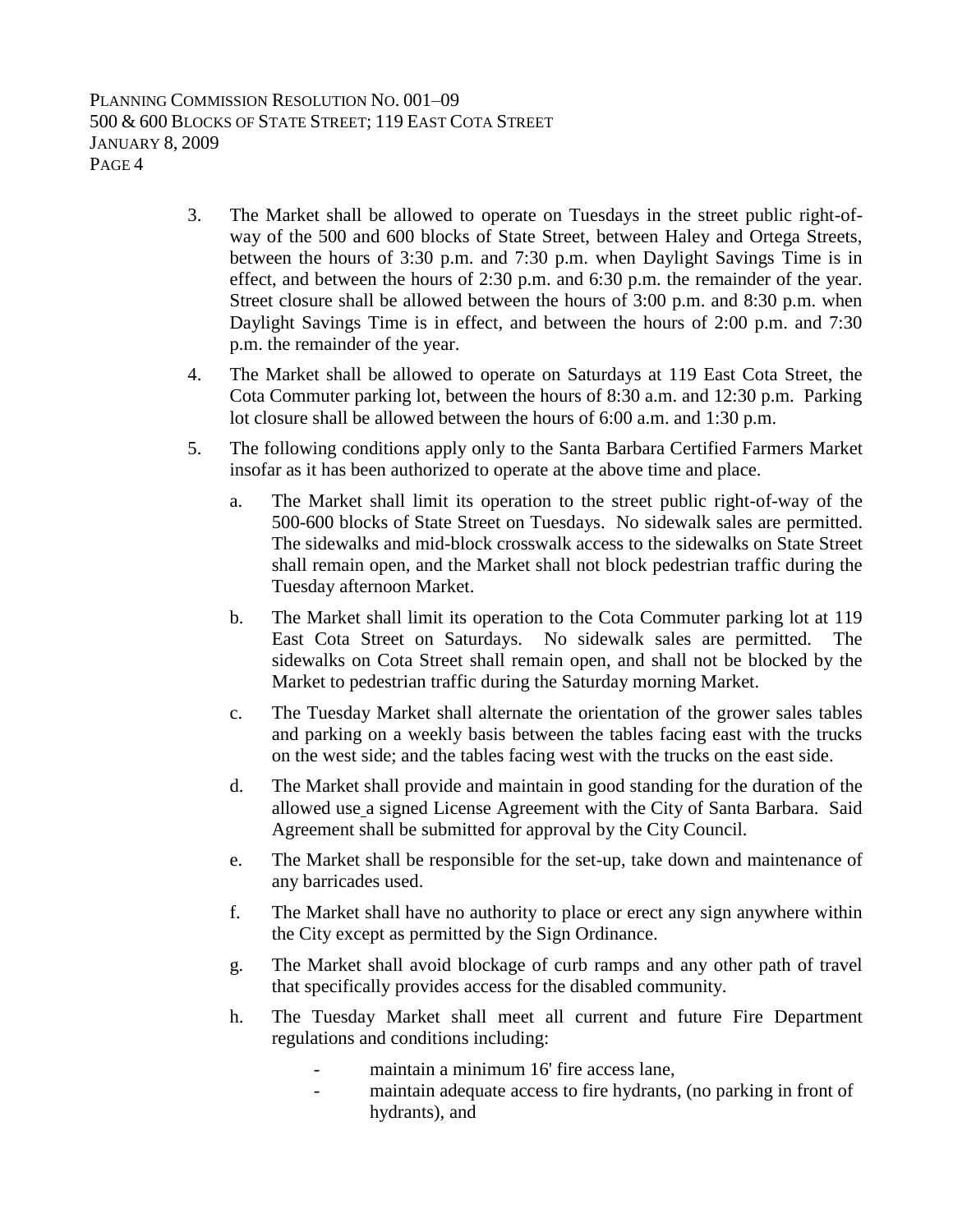3. The Market shall be allowed to operate on Tuesdays in the street public right-of-way of the 500 and 600 blocks of State Street, between Haley and Ortega Streets, between the hours of 3:30 p.m. and 7:30 p.m. when Daylight Savings Time is in effect, and between the hours of 2:30 p.m. and 6:30 p.m. the remainder of the year. Street closure shall be allowed between the hours of 3:00 p.m. and 8:30 p.m. when Daylight Savings Time is in effect, and between the hours of 2:00 p.m. and 7:30 p.m. the remainder of the year.

4. The Market shall be allowed to operate on Saturdays at 119 East Cota Street, the Cota Commuter parking lot, between the hours of 8:30 a.m. and 12:30 p.m. Parking lot closure shall be allowed between the hours of 6:00 a.m. and 1:30 p.m.

5. The following conditions apply only to the Santa Barbara Certified Farmers Market insofar as it has been authorized to operate at the above time and place.

   a. The Market shall limit its operation to the street public right-of-way of the 500-600 blocks of State Street on Tuesdays. No sidewalk sales are permitted. The sidewalks and mid-block crosswalk access to the sidewalks on State Street shall remain open, and the Market shall not block pedestrian traffic during the Tuesday afternoon Market.

   b. The Market shall limit its operation to the Cota Commuter parking lot at 119 East Cota Street on Saturdays. No sidewalk sales are permitted. The sidewalks on Cota Street shall remain open, and shall not be blocked by the Market to pedestrian traffic during the Saturday morning Market.

   c. The Tuesday Market shall alternate the orientation of the grower sales tables and parking on a weekly basis between the tables facing east with the trucks on the west side; and the tables facing west with the trucks on the east side.

   d. The Market shall provide and maintain in good standing for the duration of the allowed use a signed License Agreement with the City of Santa Barbara. Said Agreement shall be submitted for approval by the City Council.

   e. The Market shall be responsible for the set-up, take down and maintenance of any barricades used.

   f. The Market shall have no authority to place or erect any sign anywhere within the City except as permitted by the Sign Ordinance.

   g. The Market shall avoid blockage of curb ramps and any other path of travel that specifically provides access for the disabled community.

   h. The Tuesday Market shall meet all current and future Fire Department regulations and conditions including:

      - maintain a minimum 16' fire access lane,
      - maintain adequate access to fire hydrants, (no parking in front of hydrants), and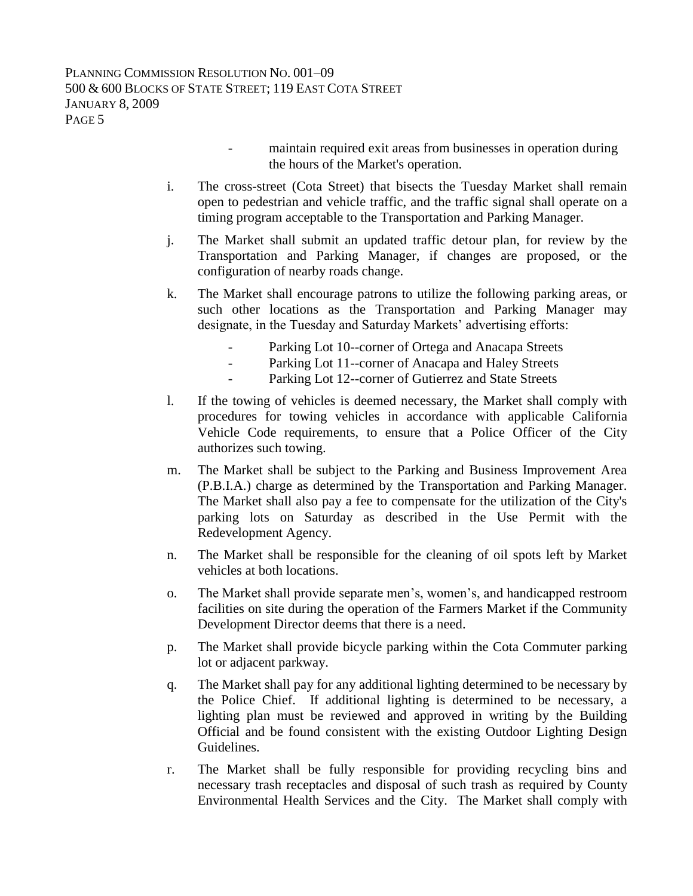- maintain required exit areas from businesses in operation during the hours of the Market's operation.

i. The cross-street (Cota Street) that bisects the Tuesday Market shall remain open to pedestrian and vehicle traffic, and the traffic signal shall operate on a timing program acceptable to the Transportation and Parking Manager.

j. The Market shall submit an updated traffic detour plan, for review by the Transportation and Parking Manager, if changes are proposed, or the configuration of nearby roads change.

k. The Market shall encourage patrons to utilize the following parking areas, or such other locations as the Transportation and Parking Manager may designate, in the Tuesday and Saturday Markets' advertising efforts:

- Parking Lot 10--corner of Ortega and Anacapa Streets
- Parking Lot 11--corner of Anacapa and Haley Streets
- Parking Lot 12--corner of Gutierrez and State Streets

l. If the towing of vehicles is deemed necessary, the Market shall comply with procedures for towing vehicles in accordance with applicable California Vehicle Code requirements, to ensure that a Police Officer of the City authorizes such towing.

m. The Market shall be subject to the Parking and Business Improvement Area (P.B.I.A.) charge as determined by the Transportation and Parking Manager. The Market shall also pay a fee to compensate for the utilization of the City's parking lots on Saturday as described in the Use Permit with the Redevelopment Agency.

n. The Market shall be responsible for the cleaning of oil spots left by Market vehicles at both locations.

o. The Market shall provide separate men's, women's, and handicapped restroom facilities on site during the operation of the Farmers Market if the Community Development Director deems that there is a need.

p. The Market shall provide bicycle parking within the Cota Commuter parking lot or adjacent parkway.

q. The Market shall pay for any additional lighting determined to be necessary by the Police Chief. If additional lighting is determined to be necessary, a lighting plan must be reviewed and approved in writing by the Building Official and be found consistent with the existing Outdoor Lighting Design Guidelines.

r. The Market shall be fully responsible for providing recycling bins and necessary trash receptacles and disposal of such trash as required by County Environmental Health Services and the City. The Market shall comply with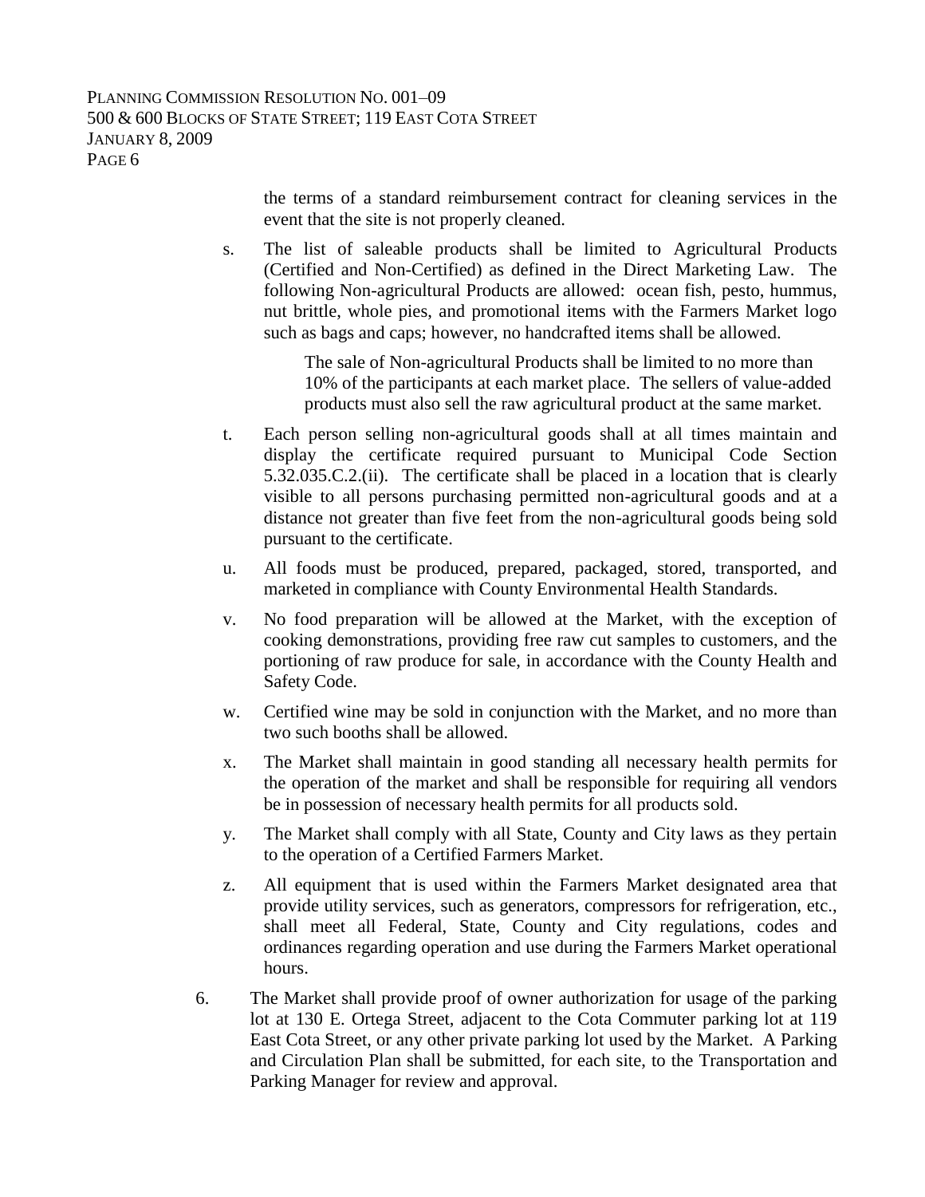the terms of a standard reimbursement contract for cleaning services in the event that the site is not properly cleaned.

s. The list of saleable products shall be limited to Agricultural Products (Certified and Non-Certified) as defined in the Direct Marketing Law. The following Non-agricultural Products are allowed: ocean fish, pesto, hummus, nut brittle, whole pies, and promotional items with the Farmers Market logo such as bags and caps; however, no handcrafted items shall be allowed.

   The sale of Non-agricultural Products shall be limited to no more than 10% of the participants at each market place. The sellers of value-added products must also sell the raw agricultural product at the same market.

t. Each person selling non-agricultural goods shall at all times maintain and display the certificate required pursuant to Municipal Code Section 5.32.035.C.2.(ii). The certificate shall be placed in a location that is clearly visible to all persons purchasing permitted non-agricultural goods and at a distance not greater than five feet from the non-agricultural goods being sold pursuant to the certificate.

u. All foods must be produced, prepared, packaged, stored, transported, and marketed in compliance with County Environmental Health Standards.

v. No food preparation will be allowed at the Market, with the exception of cooking demonstrations, providing free raw cut samples to customers, and the portioning of raw produce for sale, in accordance with the County Health and Safety Code.

w. Certified wine may be sold in conjunction with the Market, and no more than two such booths shall be allowed.

x. The Market shall maintain in good standing all necessary health permits for the operation of the market and shall be responsible for requiring all vendors be in possession of necessary health permits for all products sold.

y. The Market shall comply with all State, County and City laws as they pertain to the operation of a Certified Farmers Market.

z. All equipment that is used within the Farmers Market designated area that provide utility services, such as generators, compressors for refrigeration, etc., shall meet all Federal, State, County and City regulations, codes and ordinances regarding operation and use during the Farmers Market operational hours.

6. The Market shall provide proof of owner authorization for usage of the parking lot at 130 E. Ortega Street, adjacent to the Cota Commuter parking lot at 119 East Cota Street, or any other private parking lot used by the Market. A Parking and Circulation Plan shall be submitted, for each site, to the Transportation and Parking Manager for review and approval.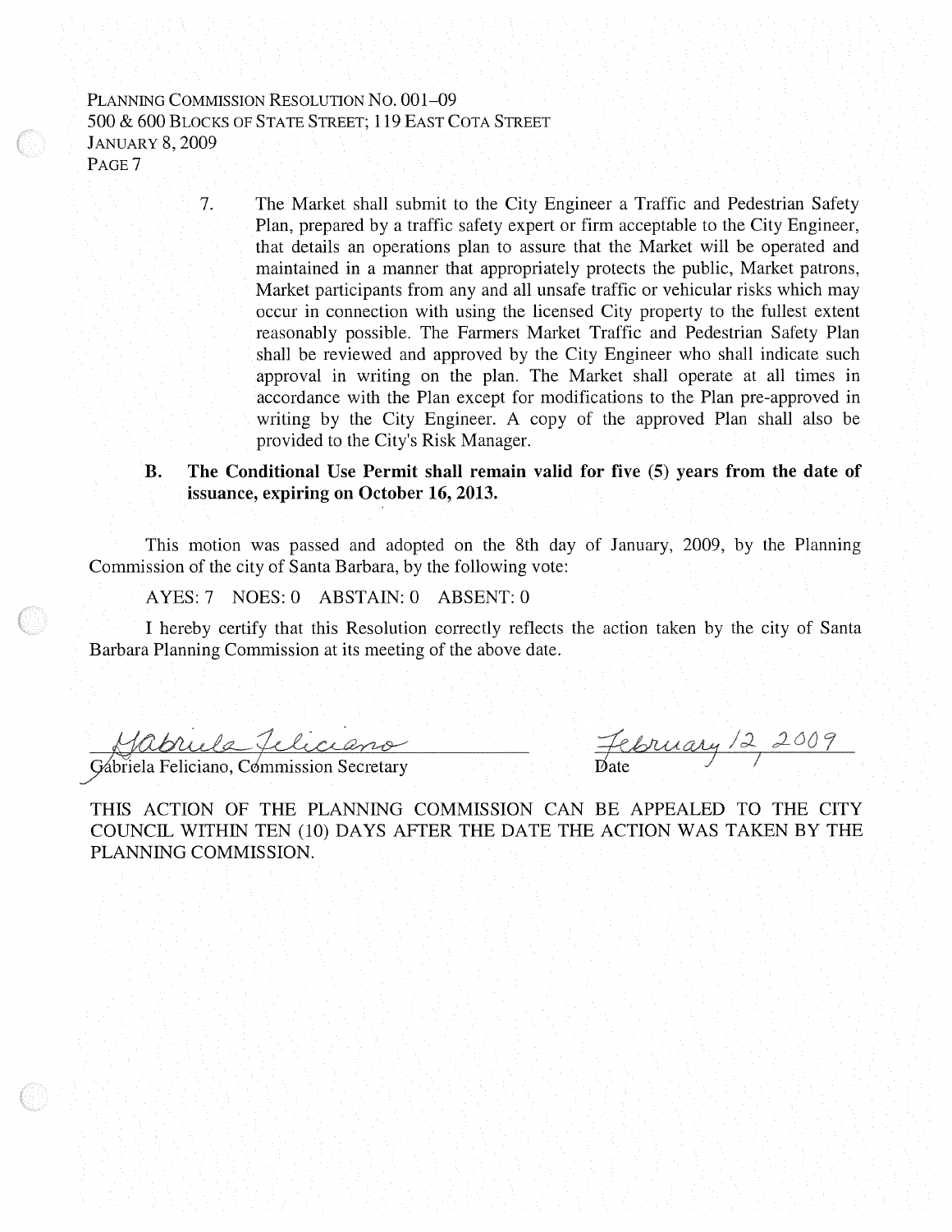7. The Market shall submit to the City Engineer a Traffic and Pedestrian Safety Plan, prepared by a traffic safety expert or firm acceptable to the City Engineer, that details an operations plan to assure that the Market will be operated and maintained in a manner that appropriately protects the public, Market patrons, Market participants from any and all unsafe traffic or vehicular risks which may occur in connection with using the licensed City property to the fullest extent reasonably possible. The Farmers Market Traffic and Pedestrian Safety Plan shall be reviewed and approved by the City Engineer who shall indicate such approval in writing on the plan. The Market shall operate at all times in accordance with the Plan except for modifications to the Plan pre-approved in writing by the City Engineer. A copy of the approved Plan shall also be provided to the City's Risk Manager.

**B. The Conditional Use Permit shall remain valid for five (5) years from the date of issuance, expiring on October 16, 2013.**

This motion was passed and adopted on the 8th day of January, 2009, by the Planning Commission of the city of Santa Barbara, by the following vote:

AYES: 7 NOES: 0 ABSTAIN: 0 ABSENT: 0

I hereby certify that this Resolution correctly reflects the action taken by the city of Santa Barbara Planning Commission at its meeting of the above date.

Gabriela Feliciano, Commission Secretary

February 12, 2009
Date

THIS ACTION OF THE PLANNING COMMISSION CAN BE APPEALED TO THE CITY COUNCIL WITHIN TEN (10) DAYS AFTER THE DATE THE ACTION WAS TAKEN BY THE PLANNING COMMISSION.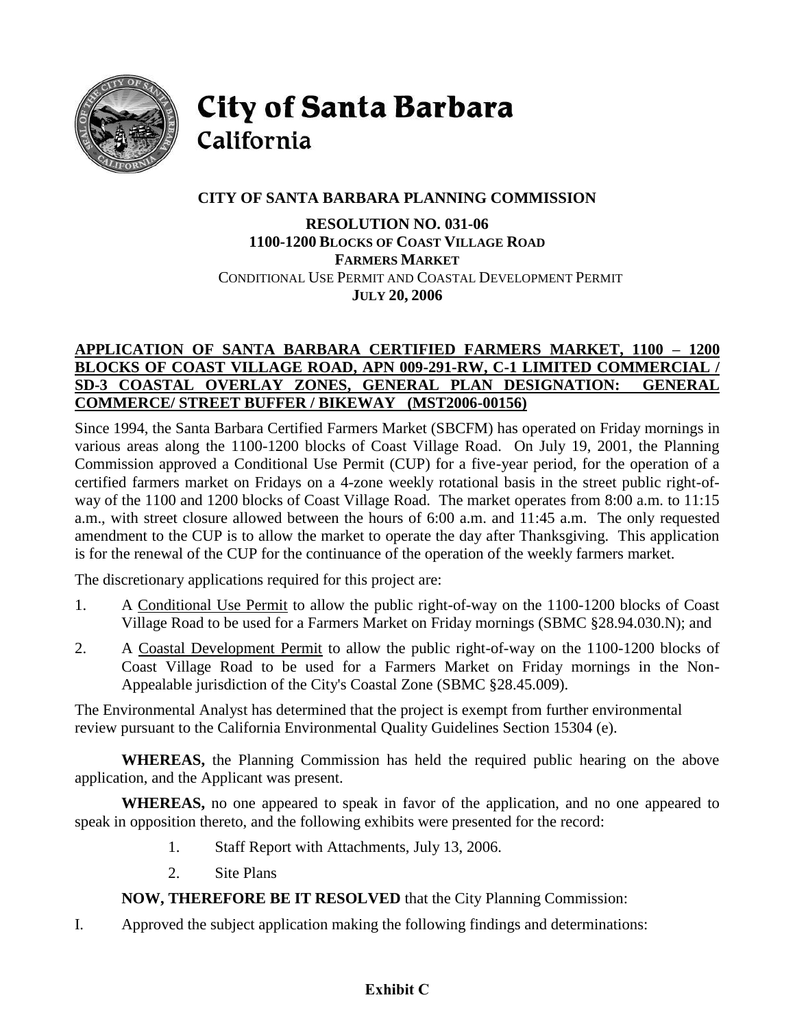# City of Santa Barbara
## California

**CITY OF SANTA BARBARA PLANNING COMMISSION**

**RESOLUTION NO. 031-06**
**1100-1200 BLOCKS OF COAST VILLAGE ROAD**
**FARMERS MARKET**
CONDITIONAL USE PERMIT AND COASTAL DEVELOPMENT PERMIT
**JULY 20, 2006**

**APPLICATION OF SANTA BARBARA CERTIFIED FARMERS MARKET, 1100 – 1200 BLOCKS OF COAST VILLAGE ROAD, APN 009-291-RW, C-1 LIMITED COMMERCIAL / SD-3 COASTAL OVERLAY ZONES, GENERAL PLAN DESIGNATION: GENERAL COMMERCE/ STREET BUFFER / BIKEWAY (MST2006-00156)**

Since 1994, the Santa Barbara Certified Farmers Market (SBCFM) has operated on Friday mornings in various areas along the 1100-1200 blocks of Coast Village Road. On July 19, 2001, the Planning Commission approved a Conditional Use Permit (CUP) for a five-year period, for the operation of a certified farmers market on Fridays on a 4-zone weekly rotational basis in the street public right-of-way of the 1100 and 1200 blocks of Coast Village Road. The market operates from 8:00 a.m. to 11:15 a.m., with street closure allowed between the hours of 6:00 a.m. and 11:45 a.m. The only requested amendment to the CUP is to allow the market to operate the day after Thanksgiving. This application is for the renewal of the CUP for the continuance of the operation of the weekly farmers market.

The discretionary applications required for this project are:

1. A Conditional Use Permit to allow the public right-of-way on the 1100-1200 blocks of Coast Village Road to be used for a Farmers Market on Friday mornings (SBMC §28.94.030.N); and
2. A Coastal Development Permit to allow the public right-of-way on the 1100-1200 blocks of Coast Village Road to be used for a Farmers Market on Friday mornings in the Non-Appealable jurisdiction of the City's Coastal Zone (SBMC §28.45.009).

The Environmental Analyst has determined that the project is exempt from further environmental review pursuant to the California Environmental Quality Guidelines Section 15304 (e).

**WHEREAS,** the Planning Commission has held the required public hearing on the above application, and the Applicant was present.

**WHEREAS,** no one appeared to speak in favor of the application, and no one appeared to speak in opposition thereto, and the following exhibits were presented for the record:

1. Staff Report with Attachments, July 13, 2006.
2. Site Plans

**NOW, THEREFORE BE IT RESOLVED** that the City Planning Commission:

I. Approved the subject application making the following findings and determinations:

**Exhibit C**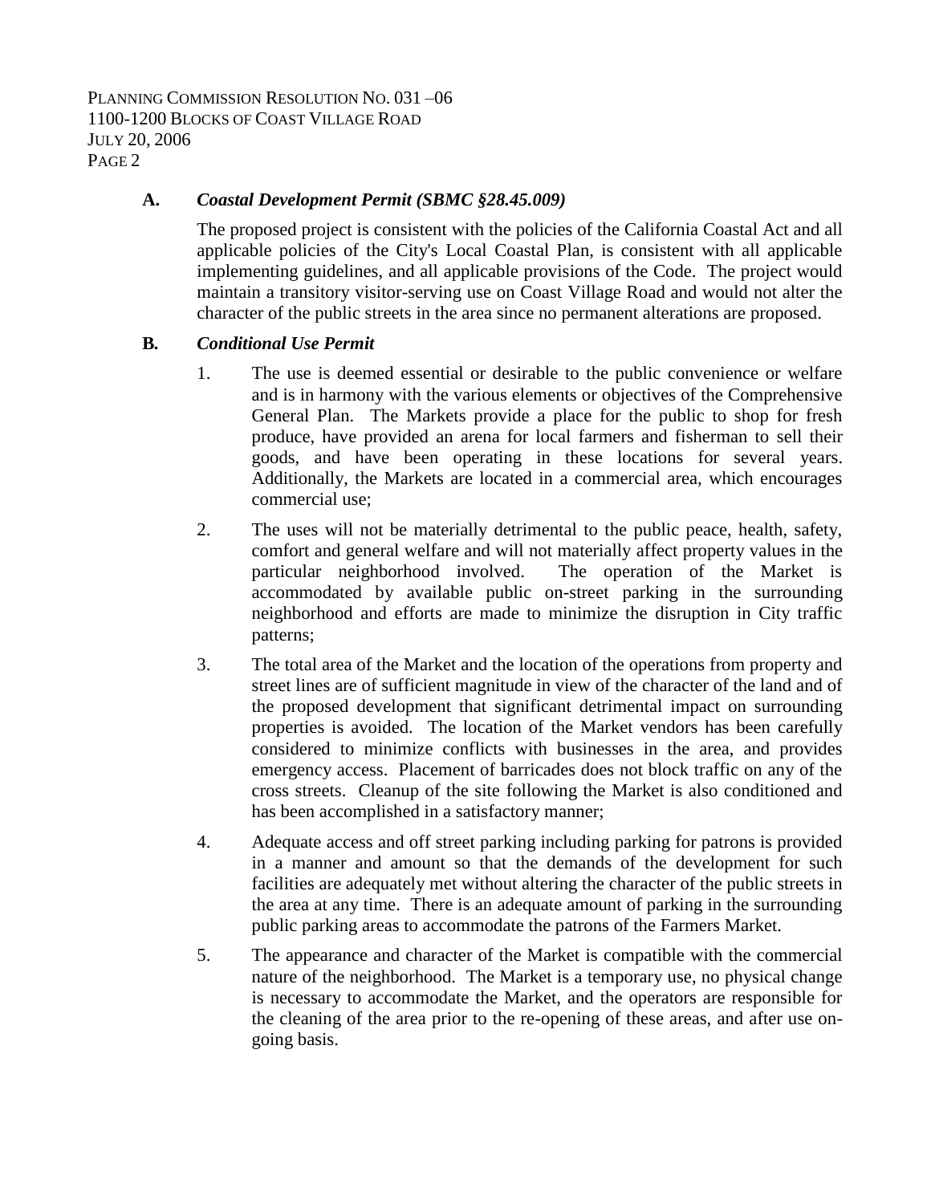**A.** ***Coastal Development Permit (SBMC §28.45.009)***

The proposed project is consistent with the policies of the California Coastal Act and all applicable policies of the City's Local Coastal Plan, is consistent with all applicable implementing guidelines, and all applicable provisions of the Code. The project would maintain a transitory visitor-serving use on Coast Village Road and would not alter the character of the public streets in the area since no permanent alterations are proposed.

**B.** ***Conditional Use Permit***

1. The use is deemed essential or desirable to the public convenience or welfare and is in harmony with the various elements or objectives of the Comprehensive General Plan. The Markets provide a place for the public to shop for fresh produce, have provided an arena for local farmers and fisherman to sell their goods, and have been operating in these locations for several years. Additionally, the Markets are located in a commercial area, which encourages commercial use;

2. The uses will not be materially detrimental to the public peace, health, safety, comfort and general welfare and will not materially affect property values in the particular neighborhood involved. The operation of the Market is accommodated by available public on-street parking in the surrounding neighborhood and efforts are made to minimize the disruption in City traffic patterns;

3. The total area of the Market and the location of the operations from property and street lines are of sufficient magnitude in view of the character of the land and of the proposed development that significant detrimental impact on surrounding properties is avoided. The location of the Market vendors has been carefully considered to minimize conflicts with businesses in the area, and provides emergency access. Placement of barricades does not block traffic on any of the cross streets. Cleanup of the site following the Market is also conditioned and has been accomplished in a satisfactory manner;

4. Adequate access and off street parking including parking for patrons is provided in a manner and amount so that the demands of the development for such facilities are adequately met without altering the character of the public streets in the area at any time. There is an adequate amount of parking in the surrounding public parking areas to accommodate the patrons of the Farmers Market.

5. The appearance and character of the Market is compatible with the commercial nature of the neighborhood. The Market is a temporary use, no physical change is necessary to accommodate the Market, and the operators are responsible for the cleaning of the area prior to the re-opening of these areas, and after use on-going basis.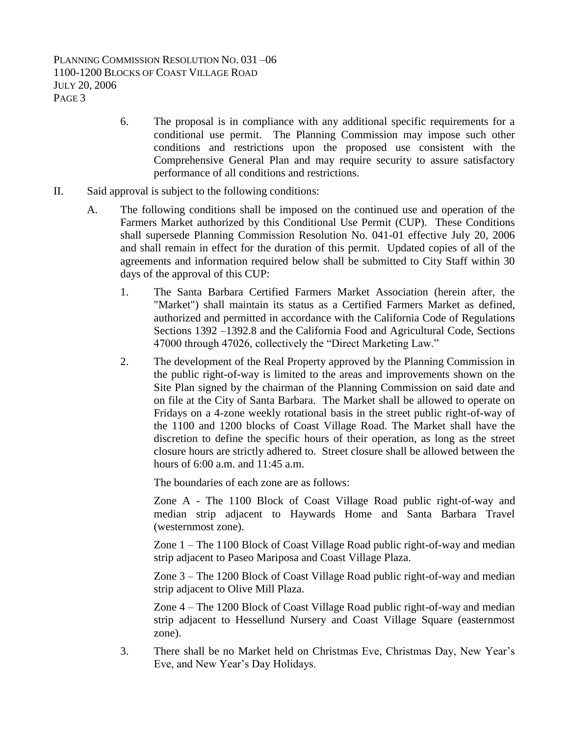6. The proposal is in compliance with any additional specific requirements for a conditional use permit. The Planning Commission may impose such other conditions and restrictions upon the proposed use consistent with the Comprehensive General Plan and may require security to assure satisfactory performance of all conditions and restrictions.

II. Said approval is subject to the following conditions:

A. The following conditions shall be imposed on the continued use and operation of the Farmers Market authorized by this Conditional Use Permit (CUP). These Conditions shall supersede Planning Commission Resolution No. 041-01 effective July 20, 2006 and shall remain in effect for the duration of this permit. Updated copies of all of the agreements and information required below shall be submitted to City Staff within 30 days of the approval of this CUP:

1. The Santa Barbara Certified Farmers Market Association (herein after, the "Market") shall maintain its status as a Certified Farmers Market as defined, authorized and permitted in accordance with the California Code of Regulations Sections 1392 –1392.8 and the California Food and Agricultural Code, Sections 47000 through 47026, collectively the "Direct Marketing Law."

2. The development of the Real Property approved by the Planning Commission in the public right-of-way is limited to the areas and improvements shown on the Site Plan signed by the chairman of the Planning Commission on said date and on file at the City of Santa Barbara. The Market shall be allowed to operate on Fridays on a 4-zone weekly rotational basis in the street public right-of-way of the 1100 and 1200 blocks of Coast Village Road. The Market shall have the discretion to define the specific hours of their operation, as long as the street closure hours are strictly adhered to. Street closure shall be allowed between the hours of 6:00 a.m. and 11:45 a.m.

   The boundaries of each zone are as follows:

   Zone A - The 1100 Block of Coast Village Road public right-of-way and median strip adjacent to Haywards Home and Santa Barbara Travel (westernmost zone).

   Zone 1 – The 1100 Block of Coast Village Road public right-of-way and median strip adjacent to Paseo Mariposa and Coast Village Plaza.

   Zone 3 – The 1200 Block of Coast Village Road public right-of-way and median strip adjacent to Olive Mill Plaza.

   Zone 4 – The 1200 Block of Coast Village Road public right-of-way and median strip adjacent to Hessellund Nursery and Coast Village Square (easternmost zone).

3. There shall be no Market held on Christmas Eve, Christmas Day, New Year's Eve, and New Year's Day Holidays.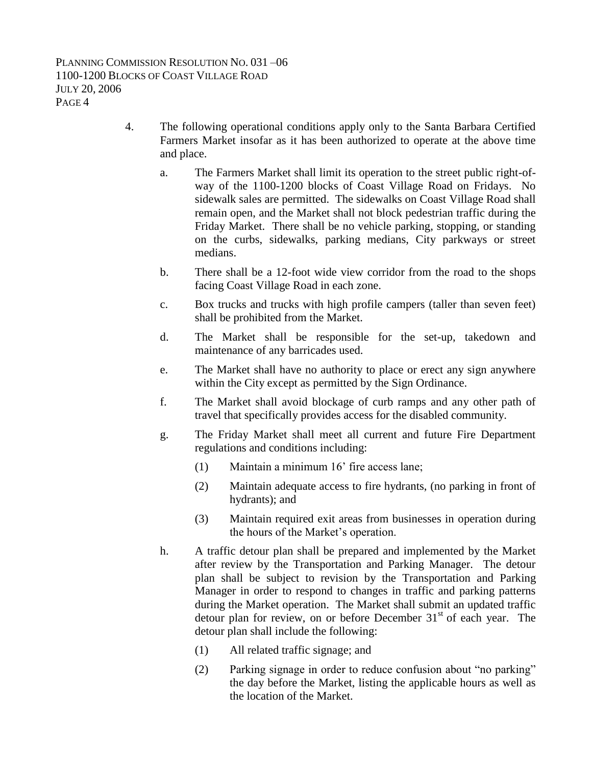4. The following operational conditions apply only to the Santa Barbara Certified Farmers Market insofar as it has been authorized to operate at the above time and place.

   a. The Farmers Market shall limit its operation to the street public right-of-way of the 1100-1200 blocks of Coast Village Road on Fridays. No sidewalk sales are permitted. The sidewalks on Coast Village Road shall remain open, and the Market shall not block pedestrian traffic during the Friday Market. There shall be no vehicle parking, stopping, or standing on the curbs, sidewalks, parking medians, City parkways or street medians.

   b. There shall be a 12-foot wide view corridor from the road to the shops facing Coast Village Road in each zone.

   c. Box trucks and trucks with high profile campers (taller than seven feet) shall be prohibited from the Market.

   d. The Market shall be responsible for the set-up, takedown and maintenance of any barricades used.

   e. The Market shall have no authority to place or erect any sign anywhere within the City except as permitted by the Sign Ordinance.

   f. The Market shall avoid blockage of curb ramps and any other path of travel that specifically provides access for the disabled community.

   g. The Friday Market shall meet all current and future Fire Department regulations and conditions including:

      (1) Maintain a minimum 16' fire access lane;

      (2) Maintain adequate access to fire hydrants, (no parking in front of hydrants); and

      (3) Maintain required exit areas from businesses in operation during the hours of the Market's operation.

   h. A traffic detour plan shall be prepared and implemented by the Market after review by the Transportation and Parking Manager. The detour plan shall be subject to revision by the Transportation and Parking Manager in order to respond to changes in traffic and parking patterns during the Market operation. The Market shall submit an updated traffic detour plan for review, on or before December 31st of each year. The detour plan shall include the following:

      (1) All related traffic signage; and

      (2) Parking signage in order to reduce confusion about "no parking" the day before the Market, listing the applicable hours as well as the location of the Market.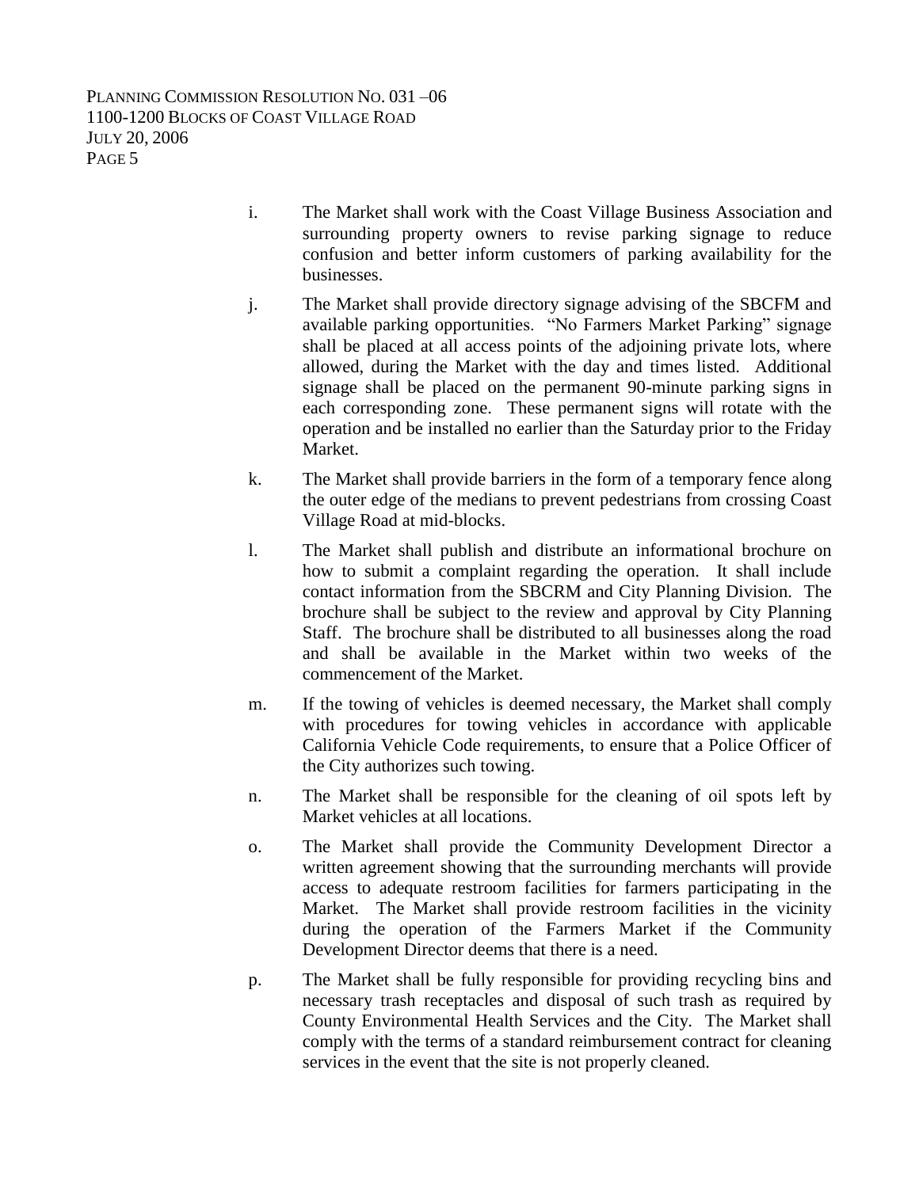i. The Market shall work with the Coast Village Business Association and surrounding property owners to revise parking signage to reduce confusion and better inform customers of parking availability for the businesses.

j. The Market shall provide directory signage advising of the SBCFM and available parking opportunities. "No Farmers Market Parking" signage shall be placed at all access points of the adjoining private lots, where allowed, during the Market with the day and times listed. Additional signage shall be placed on the permanent 90-minute parking signs in each corresponding zone. These permanent signs will rotate with the operation and be installed no earlier than the Saturday prior to the Friday Market.

k. The Market shall provide barriers in the form of a temporary fence along the outer edge of the medians to prevent pedestrians from crossing Coast Village Road at mid-blocks.

l. The Market shall publish and distribute an informational brochure on how to submit a complaint regarding the operation. It shall include contact information from the SBCRM and City Planning Division. The brochure shall be subject to the review and approval by City Planning Staff. The brochure shall be distributed to all businesses along the road and shall be available in the Market within two weeks of the commencement of the Market.

m. If the towing of vehicles is deemed necessary, the Market shall comply with procedures for towing vehicles in accordance with applicable California Vehicle Code requirements, to ensure that a Police Officer of the City authorizes such towing.

n. The Market shall be responsible for the cleaning of oil spots left by Market vehicles at all locations.

o. The Market shall provide the Community Development Director a written agreement showing that the surrounding merchants will provide access to adequate restroom facilities for farmers participating in the Market. The Market shall provide restroom facilities in the vicinity during the operation of the Farmers Market if the Community Development Director deems that there is a need.

p. The Market shall be fully responsible for providing recycling bins and necessary trash receptacles and disposal of such trash as required by County Environmental Health Services and the City. The Market shall comply with the terms of a standard reimbursement contract for cleaning services in the event that the site is not properly cleaned.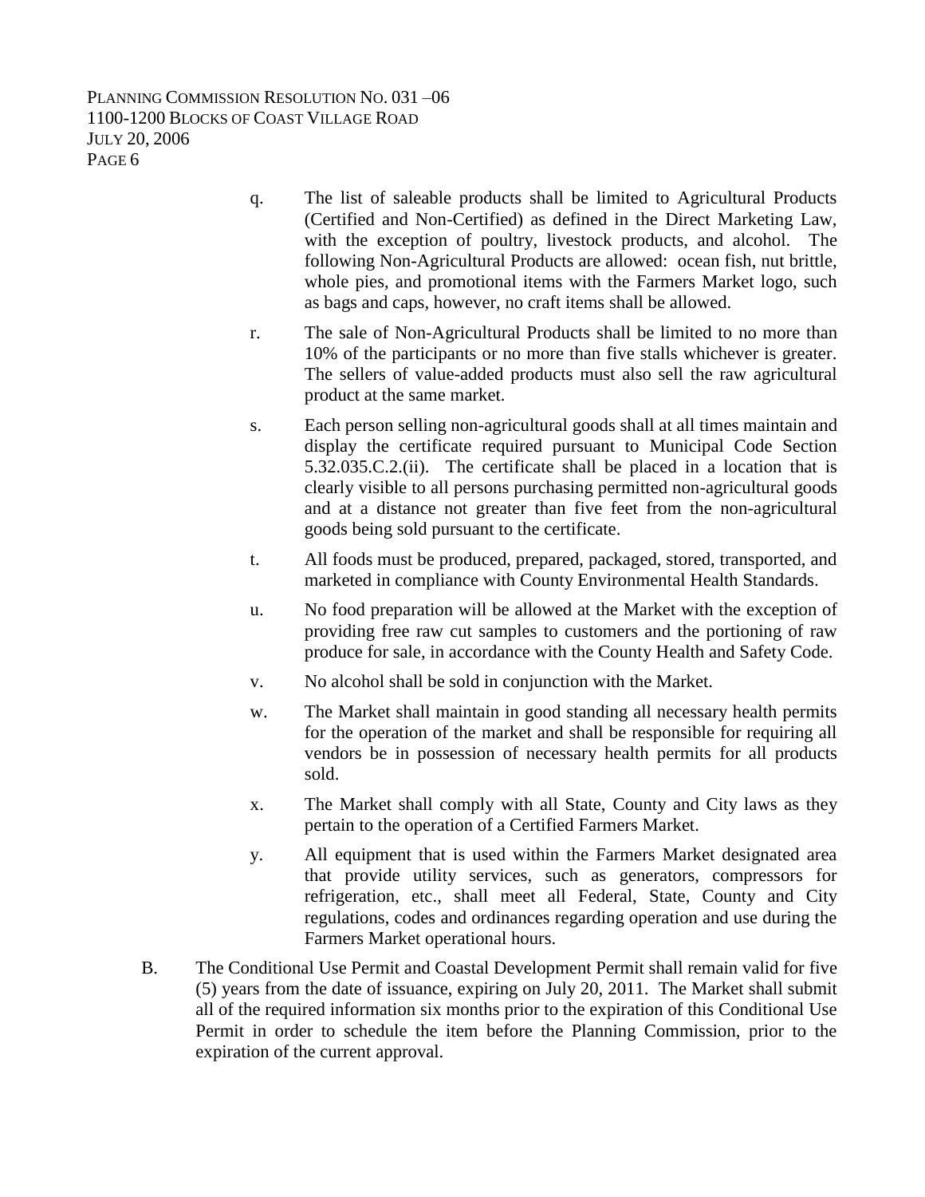q. The list of saleable products shall be limited to Agricultural Products (Certified and Non-Certified) as defined in the Direct Marketing Law, with the exception of poultry, livestock products, and alcohol. The following Non-Agricultural Products are allowed: ocean fish, nut brittle, whole pies, and promotional items with the Farmers Market logo, such as bags and caps, however, no craft items shall be allowed.

r. The sale of Non-Agricultural Products shall be limited to no more than 10% of the participants or no more than five stalls whichever is greater. The sellers of value-added products must also sell the raw agricultural product at the same market.

s. Each person selling non-agricultural goods shall at all times maintain and display the certificate required pursuant to Municipal Code Section 5.32.035.C.2.(ii). The certificate shall be placed in a location that is clearly visible to all persons purchasing permitted non-agricultural goods and at a distance not greater than five feet from the non-agricultural goods being sold pursuant to the certificate.

t. All foods must be produced, prepared, packaged, stored, transported, and marketed in compliance with County Environmental Health Standards.

u. No food preparation will be allowed at the Market with the exception of providing free raw cut samples to customers and the portioning of raw produce for sale, in accordance with the County Health and Safety Code.

v. No alcohol shall be sold in conjunction with the Market.

w. The Market shall maintain in good standing all necessary health permits for the operation of the market and shall be responsible for requiring all vendors be in possession of necessary health permits for all products sold.

x. The Market shall comply with all State, County and City laws as they pertain to the operation of a Certified Farmers Market.

y. All equipment that is used within the Farmers Market designated area that provide utility services, such as generators, compressors for refrigeration, etc., shall meet all Federal, State, County and City regulations, codes and ordinances regarding operation and use during the Farmers Market operational hours.

B. The Conditional Use Permit and Coastal Development Permit shall remain valid for five (5) years from the date of issuance, expiring on July 20, 2011. The Market shall submit all of the required information six months prior to the expiration of this Conditional Use Permit in order to schedule the item before the Planning Commission, prior to the expiration of the current approval.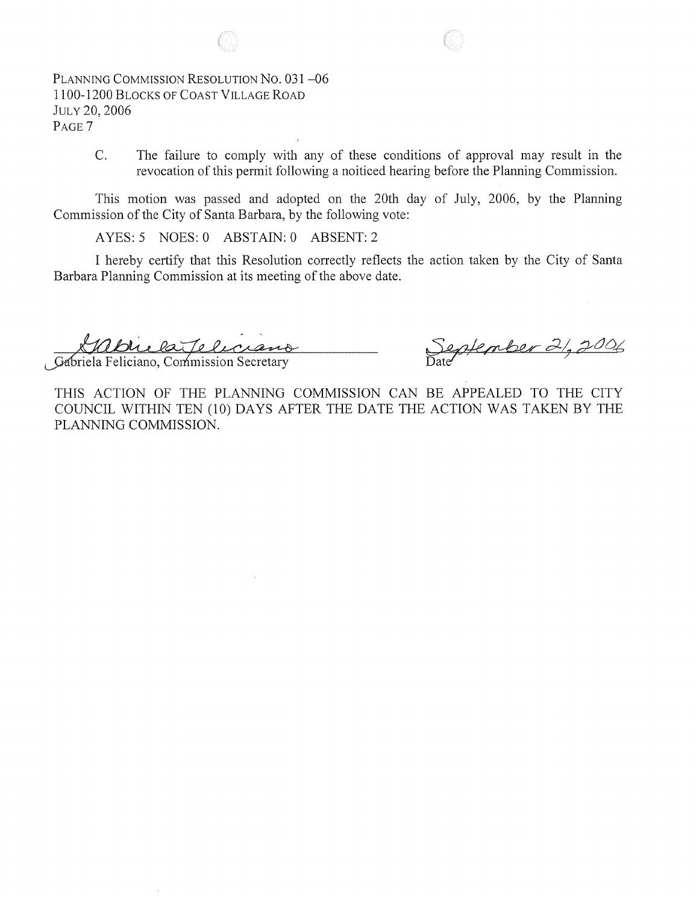C. The failure to comply with any of these conditions of approval may result in the revocation of this permit following a noiticed hearing before the Planning Commission.

This motion was passed and adopted on the 20th day of July, 2006, by the Planning Commission of the City of Santa Barbara, by the following vote:

AYES: 5 NOES: 0 ABSTAIN: 0 ABSENT: 2

I hereby certify that this Resolution correctly reflects the action taken by the City of Santa Barbara Planning Commission at its meeting of the above date.

Gabriela Feliciano

Gabriela Feliciano, Commission Secretary

September 21, 2006

Date

THIS ACTION OF THE PLANNING COMMISSION CAN BE APPEALED TO THE CITY COUNCIL WITHIN TEN (10) DAYS AFTER THE DATE THE ACTION WAS TAKEN BY THE PLANNING COMMISSION.